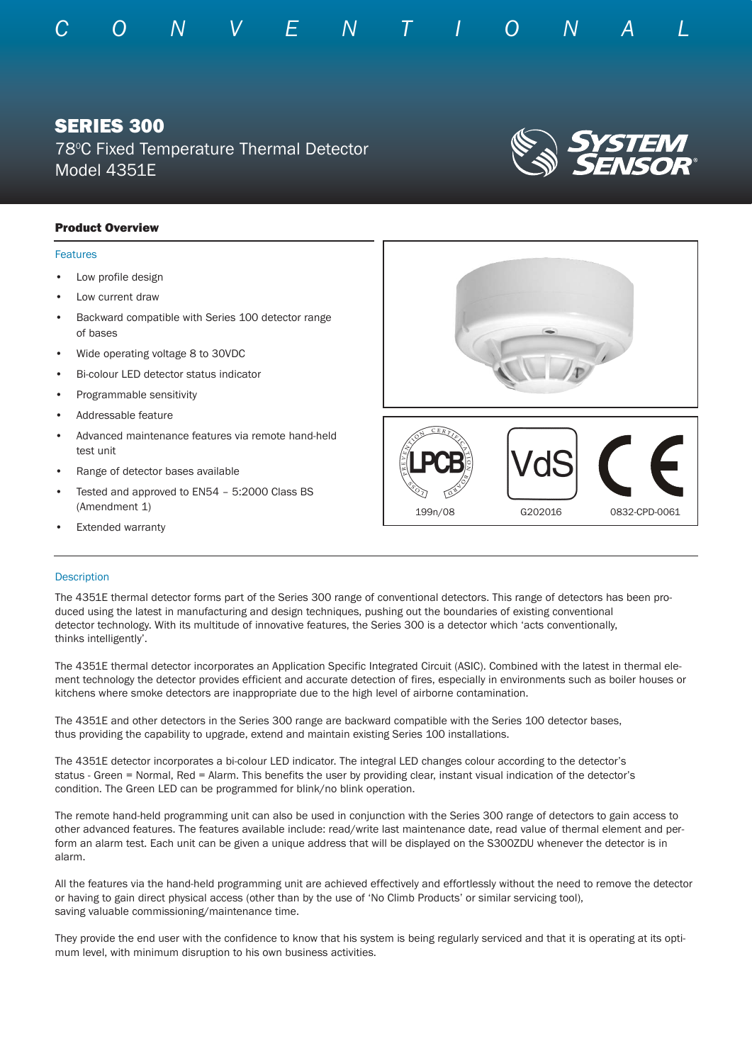CONVENTIONAL

# SERIES 300

78°C Fixed Temperature Thermal Detector
Model 4351E

SYSTEM SENSOR®

## Product Overview

### Features

- Low profile design
- Low current draw
- Backward compatible with Series 100 detector range of bases
- Wide operating voltage 8 to 30VDC
- Bi-colour LED detector status indicator
- Programmable sensitivity
- Addressable feature
- Advanced maintenance features via remote hand-held test unit
- Range of detector bases available
- Tested and approved to EN54 – 5:2000 Class BS (Amendment 1)
- Extended warranty

LPCB 199n/08 | VdS G202016 | CE 0832-CPD-0061

### Description

The 4351E thermal detector forms part of the Series 300 range of conventional detectors. This range of detectors has been produced using the latest in manufacturing and design techniques, pushing out the boundaries of existing conventional detector technology. With its multitude of innovative features, the Series 300 is a detector which 'acts conventionally, thinks intelligently'.

The 4351E thermal detector incorporates an Application Specific Integrated Circuit (ASIC). Combined with the latest in thermal element technology the detector provides efficient and accurate detection of fires, especially in environments such as boiler houses or kitchens where smoke detectors are inappropriate due to the high level of airborne contamination.

The 4351E and other detectors in the Series 300 range are backward compatible with the Series 100 detector bases, thus providing the capability to upgrade, extend and maintain existing Series 100 installations.

The 4351E detector incorporates a bi-colour LED indicator. The integral LED changes colour according to the detector's status - Green = Normal, Red = Alarm. This benefits the user by providing clear, instant visual indication of the detector's condition. The Green LED can be programmed for blink/no blink operation.

The remote hand-held programming unit can also be used in conjunction with the Series 300 range of detectors to gain access to other advanced features. The features available include: read/write last maintenance date, read value of thermal element and perform an alarm test. Each unit can be given a unique address that will be displayed on the S300ZDU whenever the detector is in alarm.

All the features via the hand-held programming unit are achieved effectively and effortlessly without the need to remove the detector or having to gain direct physical access (other than by the use of 'No Climb Products' or similar servicing tool), saving valuable commissioning/maintenance time.

They provide the end user with the confidence to know that his system is being regularly serviced and that it is operating at its optimum level, with minimum disruption to his own business activities.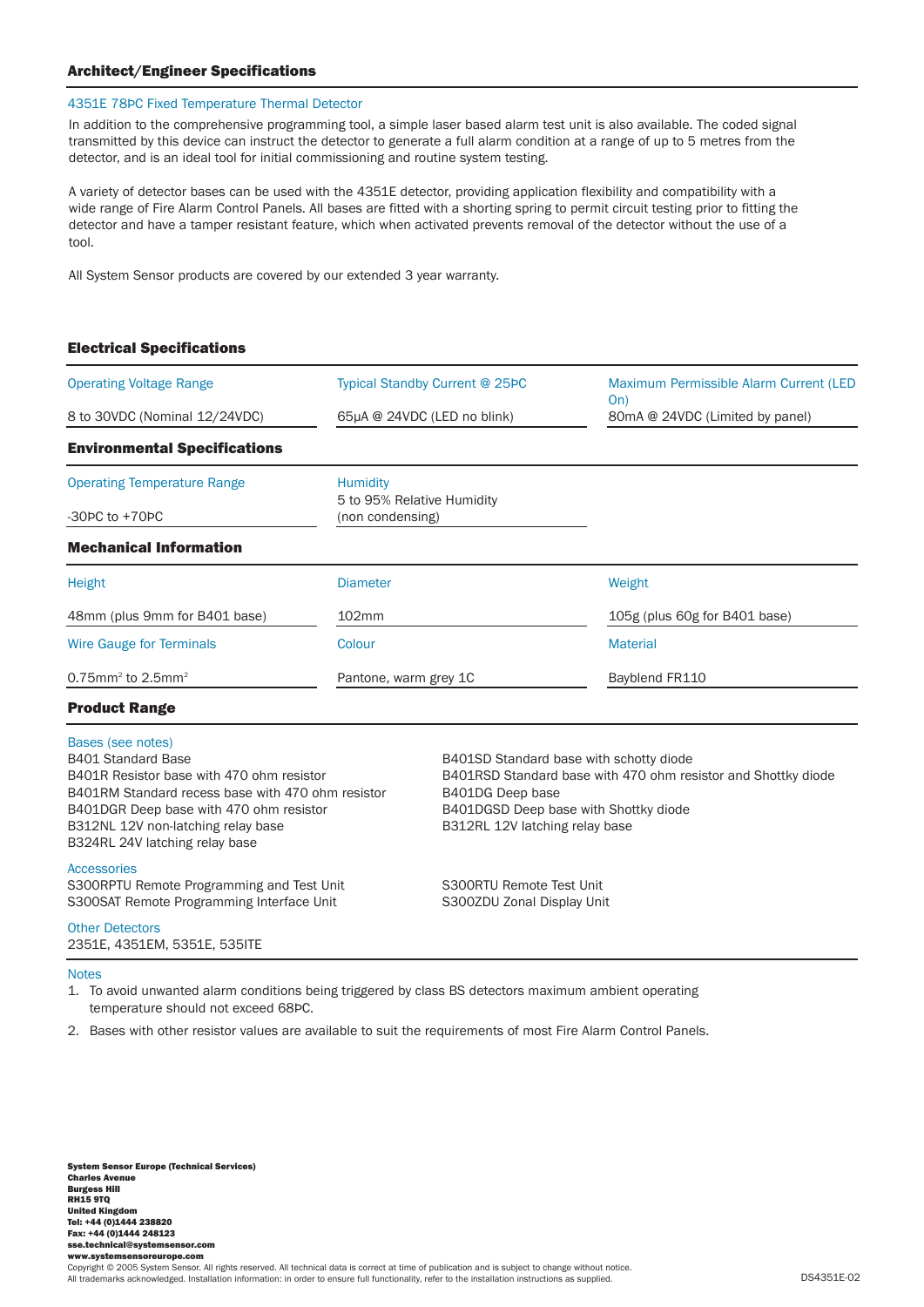## Architect/Engineer Specifications

4351E 78ÞC Fixed Temperature Thermal Detector

In addition to the comprehensive programming tool, a simple laser based alarm test unit is also available. The coded signal transmitted by this device can instruct the detector to generate a full alarm condition at a range of up to 5 metres from the detector, and is an ideal tool for initial commissioning and routine system testing.

A variety of detector bases can be used with the 4351E detector, providing application flexibility and compatibility with a wide range of Fire Alarm Control Panels. All bases are fitted with a shorting spring to permit circuit testing prior to fitting the detector and have a tamper resistant feature, which when activated prevents removal of the detector without the use of a tool.

All System Sensor products are covered by our extended 3 year warranty.

## Electrical Specifications

| Operating Voltage Range | Typical Standby Current @ 25ÞC | Maximum Permissible Alarm Current (LED On) |
|---|---|---|
| 8 to 30VDC (Nominal 12/24VDC) | 65µA @ 24VDC (LED no blink) | 80mA @ 24VDC (Limited by panel) |

## Environmental Specifications

| Operating Temperature Range | Humidity |
|---|---|
| -30ÞC to +70ÞC | 5 to 95% Relative Humidity (non condensing) |

## Mechanical Information

| Height | Diameter | Weight |
|---|---|---|
| 48mm (plus 9mm for B401 base) | 102mm | 105g (plus 60g for B401 base) |
| **Wire Gauge for Terminals** | **Colour** | **Material** |
| $0.75mm^2$ to $2.5mm^2$ | Pantone, warm grey 1C | Bayblend FR110 |

## Product Range

Bases (see notes)

B401 Standard Base
B401R Resistor base with 470 ohm resistor
B401RM Standard recess base with 470 ohm resistor
B401DGR Deep base with 470 ohm resistor
B312NL 12V non-latching relay base
B324RL 24V latching relay base
B401SD Standard base with schotty diode
B401RSD Standard base with 470 ohm resistor and Shottky diode
B401DG Deep base
B401DGSD Deep base with Shottky diode
B312RL 12V latching relay base

Accessories

S300RPTU Remote Programming and Test Unit
S300SAT Remote Programming Interface Unit
S300RTU Remote Test Unit
S300ZDU Zonal Display Unit

Other Detectors

2351E, 4351EM, 5351E, 535ITE

Notes

1. To avoid unwanted alarm conditions being triggered by class BS detectors maximum ambient operating temperature should not exceed 68ÞC.
2. Bases with other resistor values are available to suit the requirements of most Fire Alarm Control Panels.

**System Sensor Europe (Technical Services)**
**Charles Avenue**
**Burgess Hill**
**RH15 9TQ**
**United Kingdom**
**Tel: +44 (0)1444 238820**
**Fax: +44 (0)1444 248123**
**sse.technical@systemsensor.com**
**www.systemsensoreurope.com**

Copyright © 2005 System Sensor. All rights reserved. All technical data is correct at time of publication and is subject to change without notice.
All trademarks acknowledged. Installation information: in order to ensure full functionality, refer to the installation instructions as supplied.

DS4351E-02